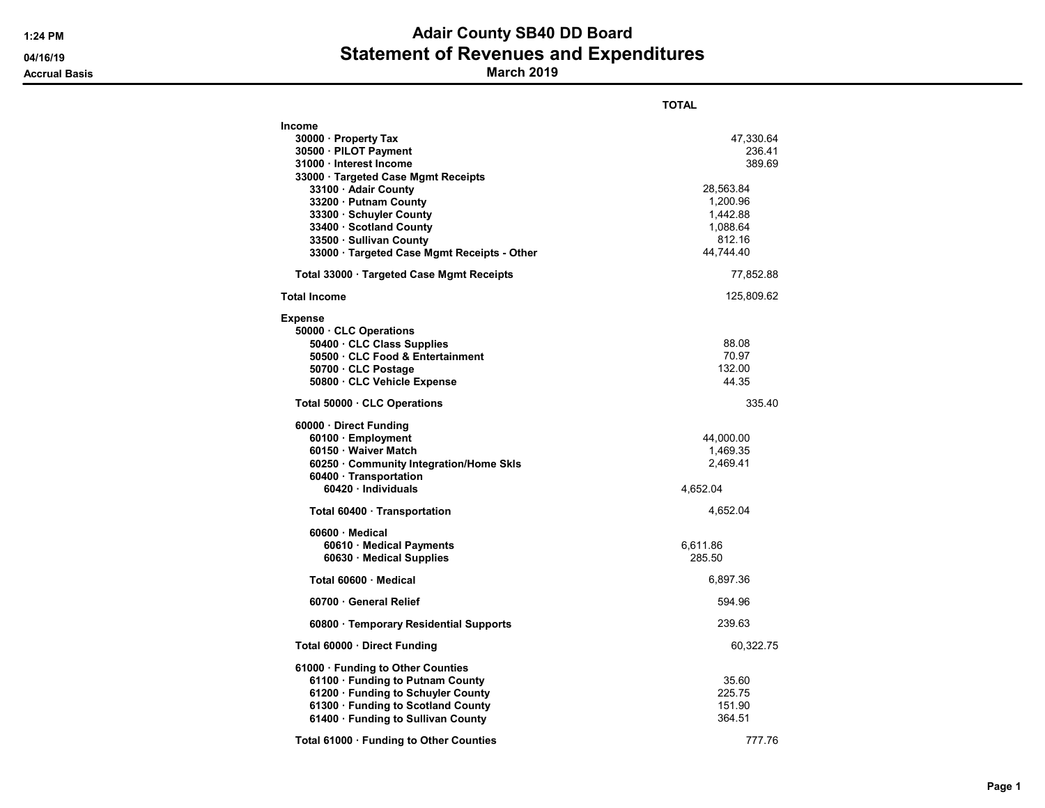# Adair County SB40 DD Board

## Statement of Revenues and Expenditures

### March 2019

1:24 PM
04/16/19
Accrual Basis

| | | | TOTAL |
|---|---|---|---|
| **Income** | | | |
| **30000 · Property Tax** | | | 47,330.64 |
| **30500 · PILOT Payment** | | | 236.41 |
| **31000 · Interest Income** | | | 389.69 |
| **33000 · Targeted Case Mgmt Receipts** | | | |
| **33100 · Adair County** | | 28,563.84 | |
| **33200 · Putnam County** | | 1,200.96 | |
| **33300 · Schuyler County** | | 1,442.88 | |
| **33400 · Scotland County** | | 1,088.64 | |
| **33500 · Sullivan County** | | 812.16 | |
| **33000 · Targeted Case Mgmt Receipts - Other** | | 44,744.40 | |
| **Total 33000 · Targeted Case Mgmt Receipts** | | | 77,852.88 |
| **Total Income** | | | 125,809.62 |
| **Expense** | | | |
| **50000 · CLC Operations** | | | |
| **50400 · CLC Class Supplies** | | 88.08 | |
| **50500 · CLC Food & Entertainment** | | 70.97 | |
| **50700 · CLC Postage** | | 132.00 | |
| **50800 · CLC Vehicle Expense** | | 44.35 | |
| **Total 50000 · CLC Operations** | | | 335.40 |
| **60000 · Direct Funding** | | | |
| **60100 · Employment** | | 44,000.00 | |
| **60150 · Waiver Match** | | 1,469.35 | |
| **60250 · Community Integration/Home Skls** | | 2,469.41 | |
| **60400 · Transportation** | | | |
| **60420 · Individuals** | 4,652.04 | | |
| **Total 60400 · Transportation** | | 4,652.04 | |
| **60600 · Medical** | | | |
| **60610 · Medical Payments** | 6,611.86 | | |
| **60630 · Medical Supplies** | 285.50 | | |
| **Total 60600 · Medical** | | 6,897.36 | |
| **60700 · General Relief** | | 594.96 | |
| **60800 · Temporary Residential Supports** | | 239.63 | |
| **Total 60000 · Direct Funding** | | | 60,322.75 |
| **61000 · Funding to Other Counties** | | | |
| **61100 · Funding to Putnam County** | | 35.60 | |
| **61200 · Funding to Schuyler County** | | 225.75 | |
| **61300 · Funding to Scotland County** | | 151.90 | |
| **61400 · Funding to Sullivan County** | | 364.51 | |
| **Total 61000 · Funding to Other Counties** | | | 777.76 |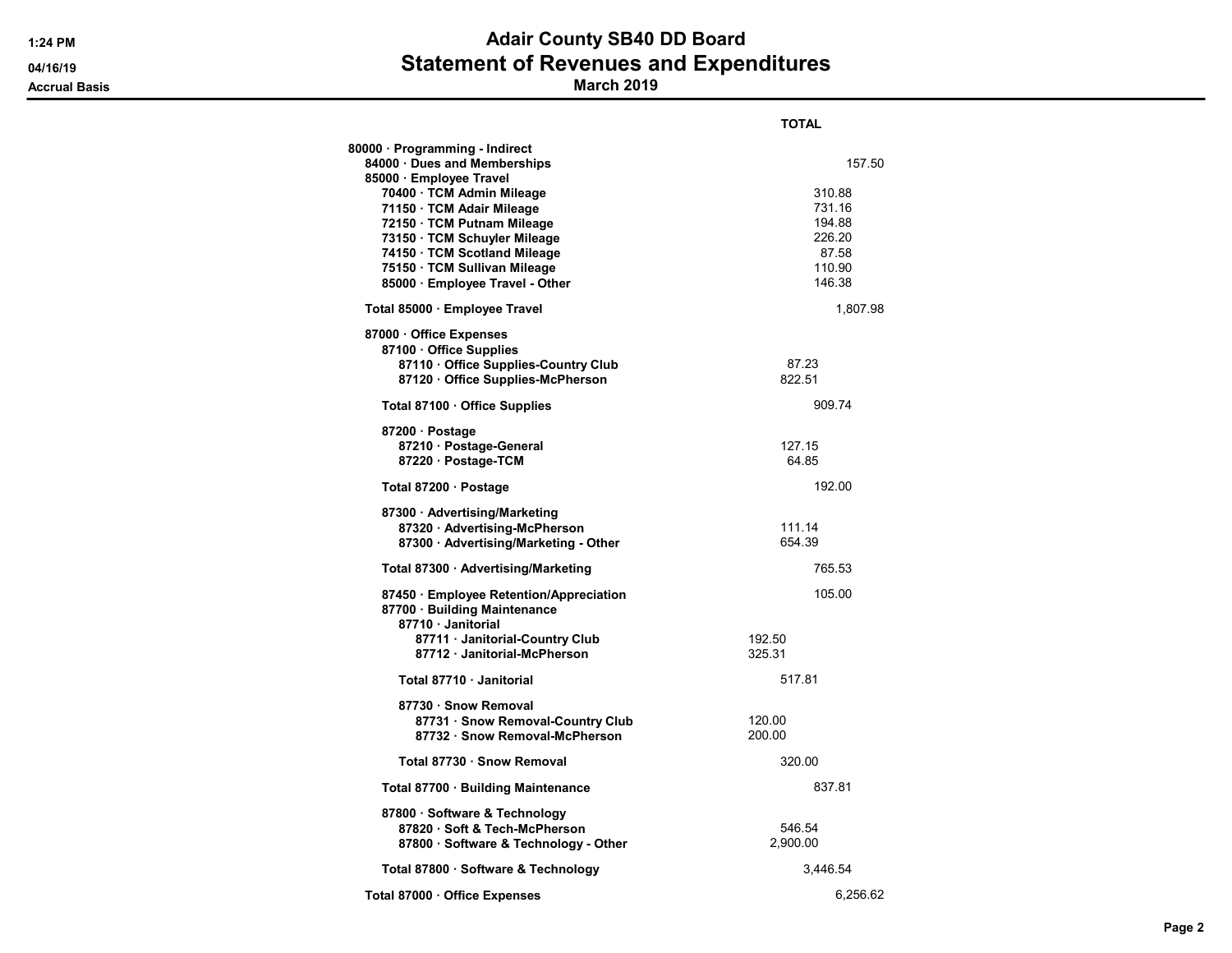# Adair County SB40 DD Board
## Statement of Revenues and Expenditures
### March 2019

Accrual Basis

| | | | | TOTAL |
|---|---|---|---|---|
| 80000 · Programming - Indirect | | | | |
| 84000 · Dues and Memberships | | | | 157.50 |
| 85000 · Employee Travel | | | | |
| 70400 · TCM Admin Mileage | | | 310.88 | |
| 71150 · TCM Adair Mileage | | | 731.16 | |
| 72150 · TCM Putnam Mileage | | | 194.88 | |
| 73150 · TCM Schuyler Mileage | | | 226.20 | |
| 74150 · TCM Scotland Mileage | | | 87.58 | |
| 75150 · TCM Sullivan Mileage | | | 110.90 | |
| 85000 · Employee Travel - Other | | | 146.38 | |
| Total 85000 · Employee Travel | | | | 1,807.98 |
| 87000 · Office Expenses | | | | |
| 87100 · Office Supplies | | | | |
| 87110 · Office Supplies-Country Club | | 87.23 | | |
| 87120 · Office Supplies-McPherson | | 822.51 | | |
| Total 87100 · Office Supplies | | | 909.74 | |
| 87200 · Postage | | | | |
| 87210 · Postage-General | | 127.15 | | |
| 87220 · Postage-TCM | | 64.85 | | |
| Total 87200 · Postage | | | 192.00 | |
| 87300 · Advertising/Marketing | | | | |
| 87320 · Advertising-McPherson | | 111.14 | | |
| 87300 · Advertising/Marketing - Other | | 654.39 | | |
| Total 87300 · Advertising/Marketing | | | 765.53 | |
| 87450 · Employee Retention/Appreciation | | | 105.00 | |
| 87700 · Building Maintenance | | | | |
| 87710 · Janitorial | | | | |
| 87711 · Janitorial-Country Club | 192.50 | | | |
| 87712 · Janitorial-McPherson | 325.31 | | | |
| Total 87710 · Janitorial | | 517.81 | | |
| 87730 · Snow Removal | | | | |
| 87731 · Snow Removal-Country Club | 120.00 | | | |
| 87732 · Snow Removal-McPherson | 200.00 | | | |
| Total 87730 · Snow Removal | | 320.00 | | |
| Total 87700 · Building Maintenance | | | 837.81 | |
| 87800 · Software & Technology | | | | |
| 87820 · Soft & Tech-McPherson | | 546.54 | | |
| 87800 · Software & Technology - Other | | 2,900.00 | | |
| Total 87800 · Software & Technology | | | 3,446.54 | |
| Total 87000 · Office Expenses | | | | 6,256.62 |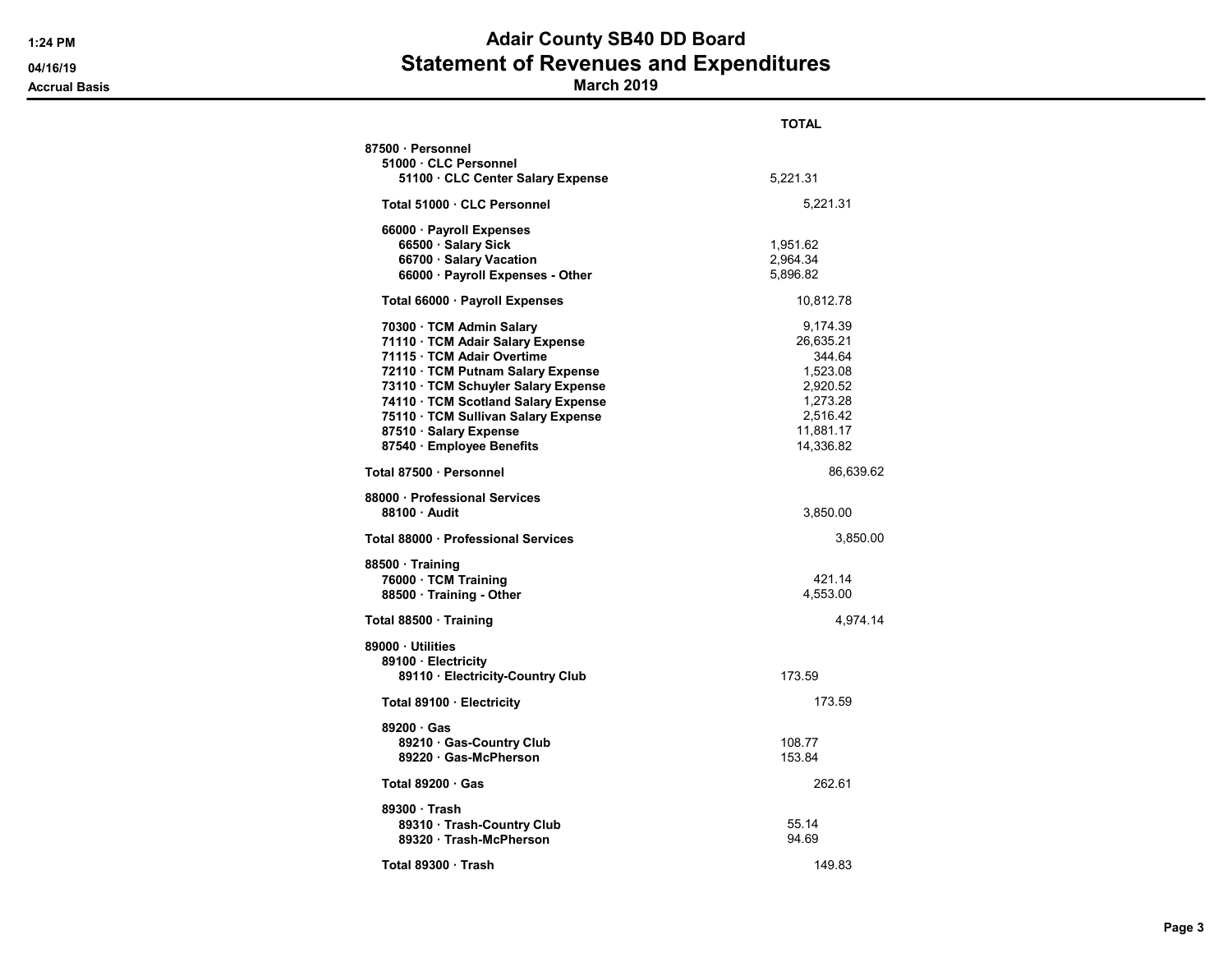# Adair County SB40 DD Board

## Statement of Revenues and Expenditures

### March 2019

Accrual Basis

| | TOTAL |
|---|---|
| **87500 · Personnel** | |
| **51000 · CLC Personnel** | |
| **51100 · CLC Center Salary Expense** | 5,221.31 |
| **Total 51000 · CLC Personnel** | 5,221.31 |
| **66000 · Payroll Expenses** | |
| **66500 · Salary Sick** | 1,951.62 |
| **66700 · Salary Vacation** | 2,964.34 |
| **66000 · Payroll Expenses - Other** | 5,896.82 |
| **Total 66000 · Payroll Expenses** | 10,812.78 |
| **70300 · TCM Admin Salary** | 9,174.39 |
| **71110 · TCM Adair Salary Expense** | 26,635.21 |
| **71115 · TCM Adair Overtime** | 344.64 |
| **72110 · TCM Putnam Salary Expense** | 1,523.08 |
| **73110 · TCM Schuyler Salary Expense** | 2,920.52 |
| **74110 · TCM Scotland Salary Expense** | 1,273.28 |
| **75110 · TCM Sullivan Salary Expense** | 2,516.42 |
| **87510 · Salary Expense** | 11,881.17 |
| **87540 · Employee Benefits** | 14,336.82 |
| **Total 87500 · Personnel** | 86,639.62 |
| **88000 · Professional Services** | |
| **88100 · Audit** | 3,850.00 |
| **Total 88000 · Professional Services** | 3,850.00 |
| **88500 · Training** | |
| **76000 · TCM Training** | 421.14 |
| **88500 · Training - Other** | 4,553.00 |
| **Total 88500 · Training** | 4,974.14 |
| **89000 · Utilities** | |
| **89100 · Electricity** | |
| **89110 · Electricity-Country Club** | 173.59 |
| **Total 89100 · Electricity** | 173.59 |
| **89200 · Gas** | |
| **89210 · Gas-Country Club** | 108.77 |
| **89220 · Gas-McPherson** | 153.84 |
| **Total 89200 · Gas** | 262.61 |
| **89300 · Trash** | |
| **89310 · Trash-Country Club** | 55.14 |
| **89320 · Trash-McPherson** | 94.69 |
| **Total 89300 · Trash** | 149.83 |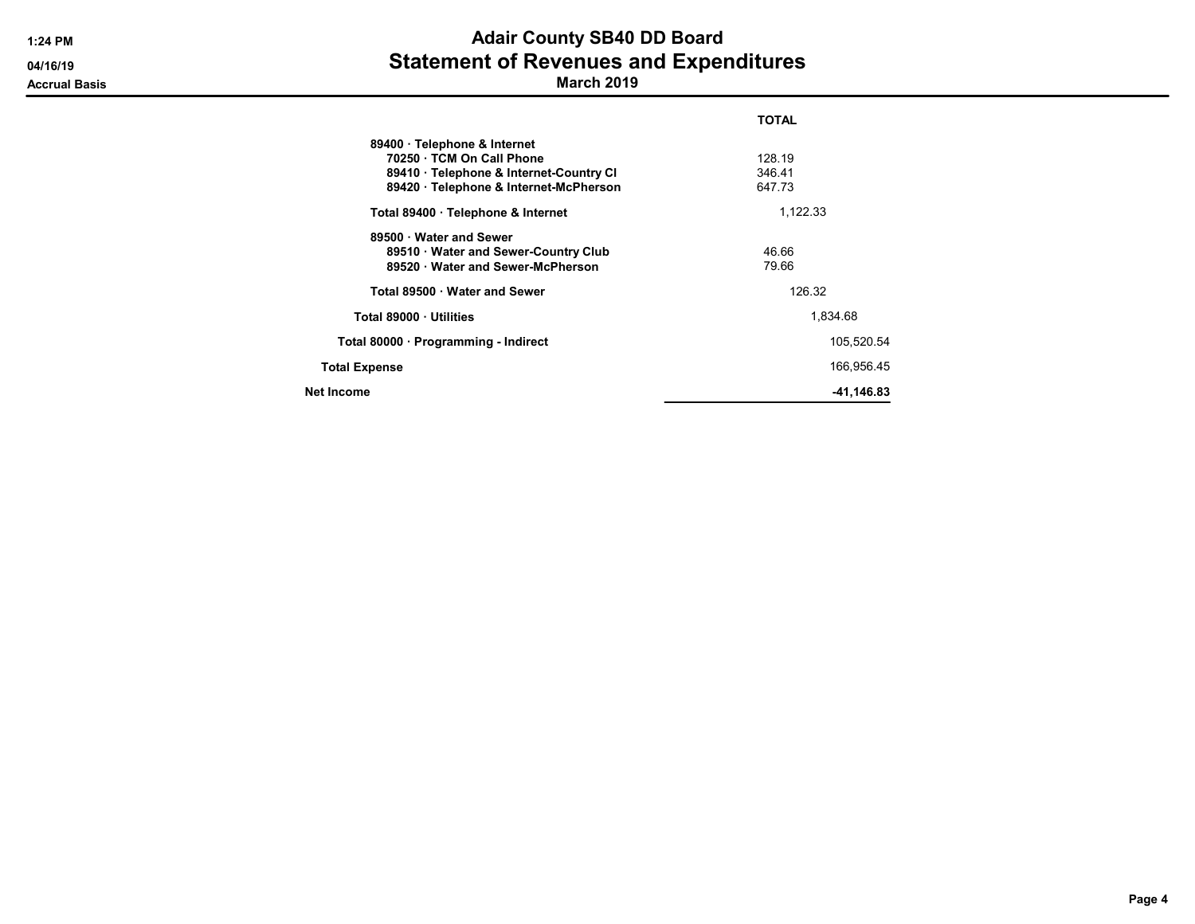# Adair County SB40 DD Board
## Statement of Revenues and Expenditures
### March 2019

1:24 PM
04/16/19
Accrual Basis

| | TOTAL |
|---|---|
| **89400 · Telephone & Internet** | |
| **70250 · TCM On Call Phone** | 128.19 |
| **89410 · Telephone & Internet-Country Cl** | 346.41 |
| **89420 · Telephone & Internet-McPherson** | 647.73 |
| **Total 89400 · Telephone & Internet** | 1,122.33 |
| **89500 · Water and Sewer** | |
| **89510 · Water and Sewer-Country Club** | 46.66 |
| **89520 · Water and Sewer-McPherson** | 79.66 |
| **Total 89500 · Water and Sewer** | 126.32 |
| **Total 89000 · Utilities** | 1,834.68 |
| **Total 80000 · Programming - Indirect** | 105,520.54 |
| **Total Expense** | 166,956.45 |
| **Net Income** | **-41,146.83** |